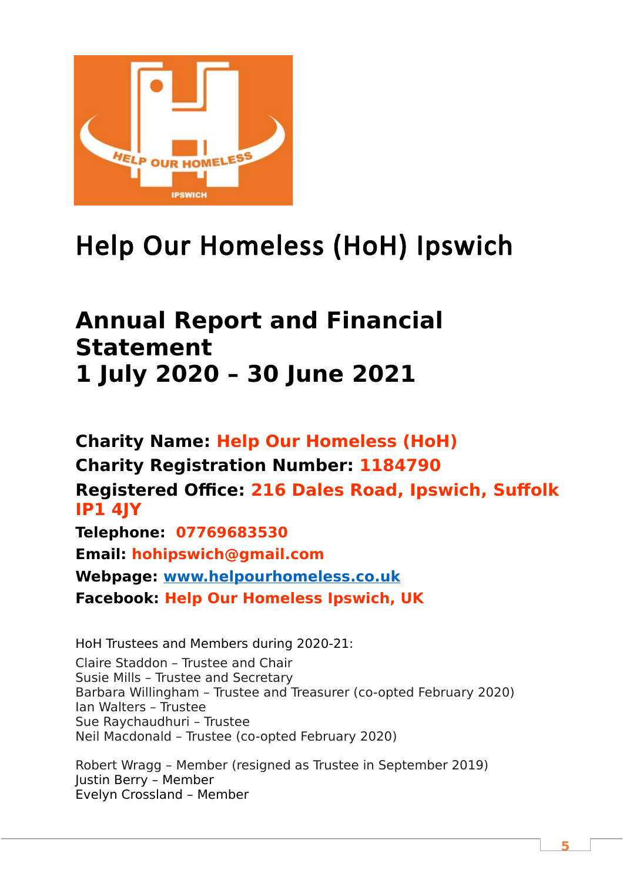# Help Our Homeless (HoH) Ipswich

## Annual Report and Financial Statement
## 1 July 2020 – 30 June 2021

**Charity Name: Help Our Homeless (HoH)**
**Charity Registration Number: 1184790**
**Registered Office: 216 Dales Road, Ipswich, Suffolk IP1 4JY**
**Telephone: 07769683530**
**Email: hohipswich@gmail.com**
**Webpage: [www.helpourhomeless.co.uk](http://www.helpourhomeless.co.uk)**
**Facebook: Help Our Homeless Ipswich, UK**

HoH Trustees and Members during 2020-21:

Claire Staddon – Trustee and Chair
Susie Mills – Trustee and Secretary
Barbara Willingham – Trustee and Treasurer (co-opted February 2020)
Ian Walters – Trustee
Sue Raychaudhuri – Trustee
Neil Macdonald – Trustee (co-opted February 2020)

Robert Wragg – Member (resigned as Trustee in September 2019)
Justin Berry – Member
Evelyn Crossland – Member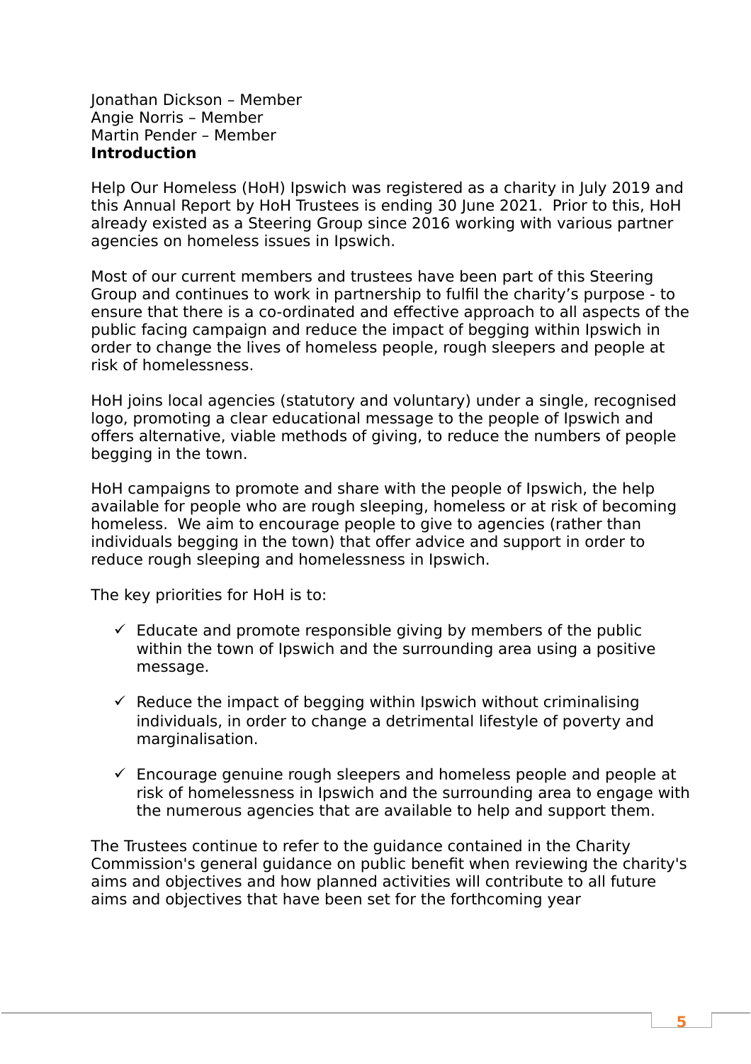Jonathan Dickson – Member
Angie Norris – Member
Martin Pender – Member

**Introduction**

Help Our Homeless (HoH) Ipswich was registered as a charity in July 2019 and this Annual Report by HoH Trustees is ending 30 June 2021. Prior to this, HoH already existed as a Steering Group since 2016 working with various partner agencies on homeless issues in Ipswich.

Most of our current members and trustees have been part of this Steering Group and continues to work in partnership to fulfil the charity's purpose - to ensure that there is a co-ordinated and effective approach to all aspects of the public facing campaign and reduce the impact of begging within Ipswich in order to change the lives of homeless people, rough sleepers and people at risk of homelessness.

HoH joins local agencies (statutory and voluntary) under a single, recognised logo, promoting a clear educational message to the people of Ipswich and offers alternative, viable methods of giving, to reduce the numbers of people begging in the town.

HoH campaigns to promote and share with the people of Ipswich, the help available for people who are rough sleeping, homeless or at risk of becoming homeless. We aim to encourage people to give to agencies (rather than individuals begging in the town) that offer advice and support in order to reduce rough sleeping and homelessness in Ipswich.

The key priorities for HoH is to:

- ✓ Educate and promote responsible giving by members of the public within the town of Ipswich and the surrounding area using a positive message.
- ✓ Reduce the impact of begging within Ipswich without criminalising individuals, in order to change a detrimental lifestyle of poverty and marginalisation.
- ✓ Encourage genuine rough sleepers and homeless people and people at risk of homelessness in Ipswich and the surrounding area to engage with the numerous agencies that are available to help and support them.

The Trustees continue to refer to the guidance contained in the Charity Commission's general guidance on public benefit when reviewing the charity's aims and objectives and how planned activities will contribute to all future aims and objectives that have been set for the forthcoming year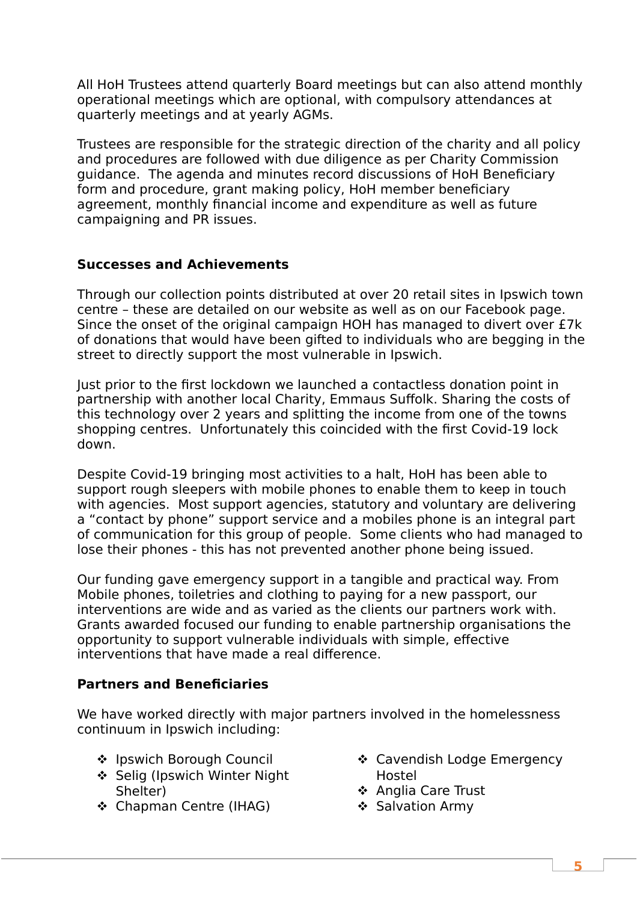All HoH Trustees attend quarterly Board meetings but can also attend monthly operational meetings which are optional, with compulsory attendances at quarterly meetings and at yearly AGMs.

Trustees are responsible for the strategic direction of the charity and all policy and procedures are followed with due diligence as per Charity Commission guidance. The agenda and minutes record discussions of HoH Beneficiary form and procedure, grant making policy, HoH member beneficiary agreement, monthly financial income and expenditure as well as future campaigning and PR issues.

## Successes and Achievements

Through our collection points distributed at over 20 retail sites in Ipswich town centre – these are detailed on our website as well as on our Facebook page. Since the onset of the original campaign HOH has managed to divert over £7k of donations that would have been gifted to individuals who are begging in the street to directly support the most vulnerable in Ipswich.

Just prior to the first lockdown we launched a contactless donation point in partnership with another local Charity, Emmaus Suffolk. Sharing the costs of this technology over 2 years and splitting the income from one of the towns shopping centres. Unfortunately this coincided with the first Covid-19 lock down.

Despite Covid-19 bringing most activities to a halt, HoH has been able to support rough sleepers with mobile phones to enable them to keep in touch with agencies. Most support agencies, statutory and voluntary are delivering a "contact by phone" support service and a mobiles phone is an integral part of communication for this group of people. Some clients who had managed to lose their phones - this has not prevented another phone being issued.

Our funding gave emergency support in a tangible and practical way. From Mobile phones, toiletries and clothing to paying for a new passport, our interventions are wide and as varied as the clients our partners work with. Grants awarded focused our funding to enable partnership organisations the opportunity to support vulnerable individuals with simple, effective interventions that have made a real difference.

## Partners and Beneficiaries

We have worked directly with major partners involved in the homelessness continuum in Ipswich including:

- Ipswich Borough Council
- Selig (Ipswich Winter Night Shelter)
- Chapman Centre (IHAG)
- Cavendish Lodge Emergency Hostel
- Anglia Care Trust
- Salvation Army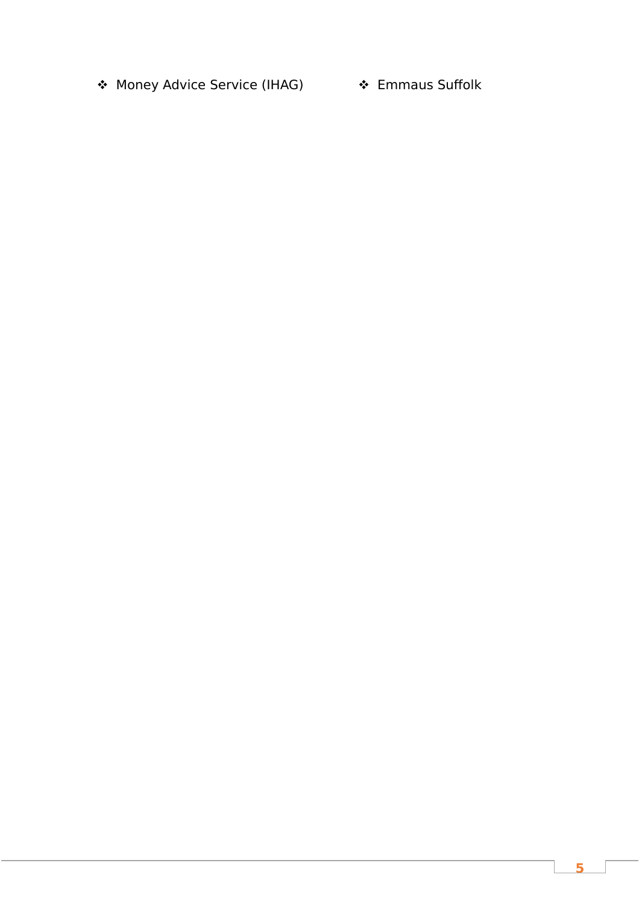- Money Advice Service (IHAG)
- Emmaus Suffolk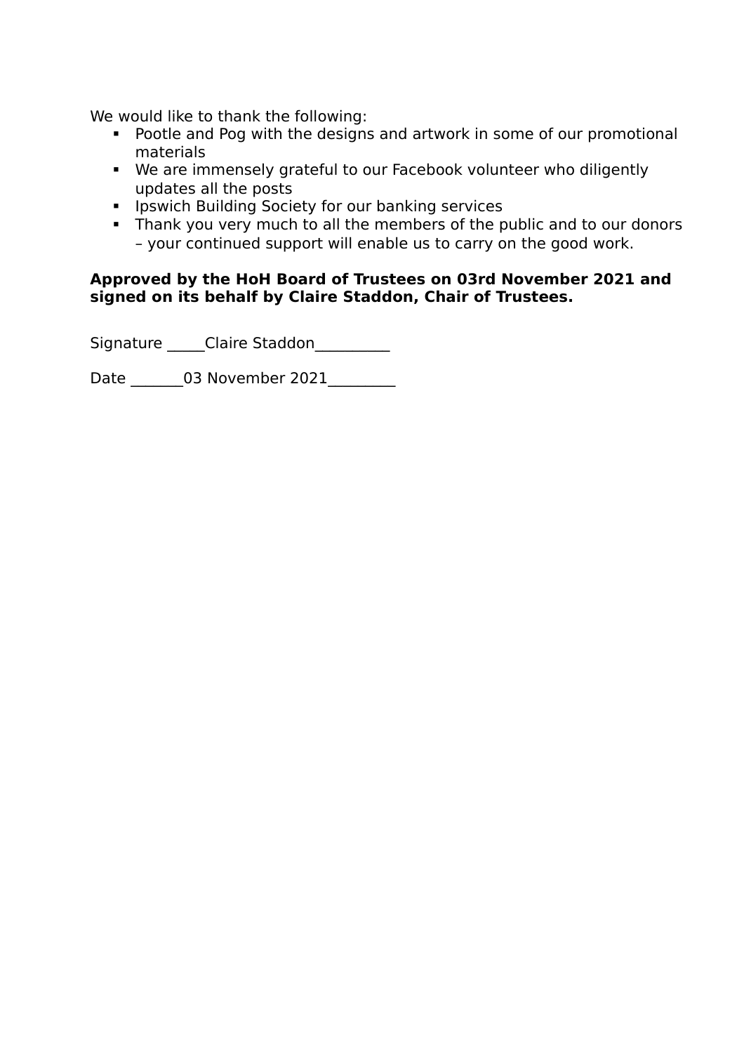We would like to thank the following:

- Pootle and Pog with the designs and artwork in some of our promotional materials
- We are immensely grateful to our Facebook volunteer who diligently updates all the posts
- Ipswich Building Society for our banking services
- Thank you very much to all the members of the public and to our donors – your continued support will enable us to carry on the good work.

**Approved by the HoH Board of Trustees on 03rd November 2021 and signed on its behalf by Claire Staddon, Chair of Trustees.**

Signature _____Claire Staddon_________

Date _______03 November 2021________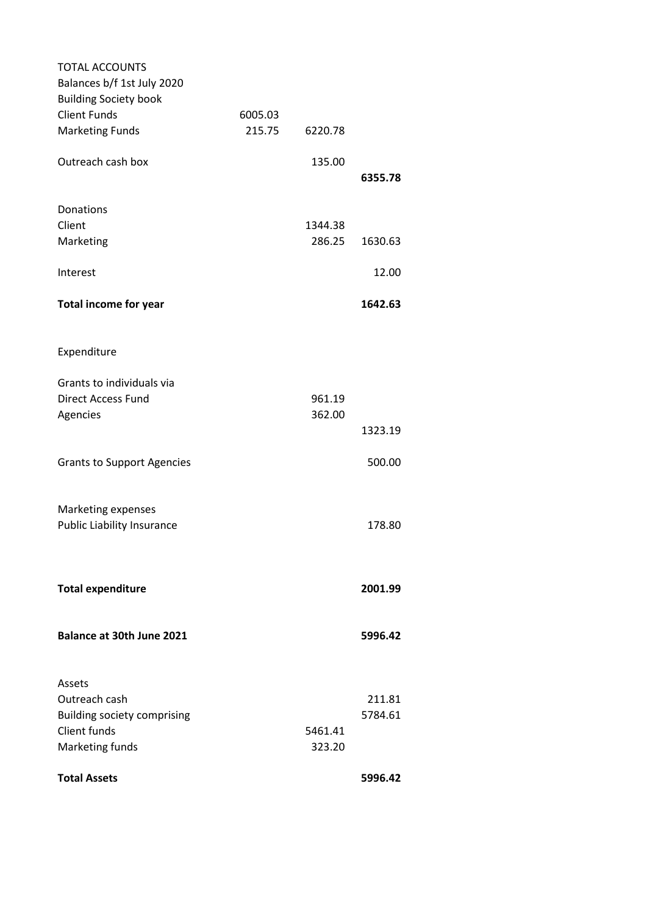| | | | |
|---|---|---|---|
| TOTAL ACCOUNTS | | | |
| Balances b/f 1st July 2020 | | | |
| Building Society book | | | |
| Client Funds | 6005.03 | | |
| Marketing Funds | 215.75 | 6220.78 | |
| | | | |
| Outreach cash box | | 135.00 | |
| | | | **6355.78** |
| | | | |
| Donations | | | |
| Client | | 1344.38 | |
| Marketing | | 286.25 | 1630.63 |
| | | | |
| Interest | | | 12.00 |
| | | | |
| **Total income for year** | | | **1642.63** |
| | | | |
| Expenditure | | | |
| | | | |
| Grants to individuals via | | | |
| Direct Access Fund | | 961.19 | |
| Agencies | | 362.00 | |
| | | | 1323.19 |
| | | | |
| Grants to Support Agencies | | | 500.00 |
| | | | |
| Marketing expenses | | | |
| Public Liability Insurance | | | 178.80 |
| | | | |
| **Total expenditure** | | | **2001.99** |
| | | | |
| **Balance at 30th June 2021** | | | **5996.42** |
| | | | |
| Assets | | | |
| Outreach cash | | | 211.81 |
| Building society comprising | | | 5784.61 |
| Client funds | | 5461.41 | |
| Marketing funds | | 323.20 | |
| | | | |
| **Total Assets** | | | **5996.42** |